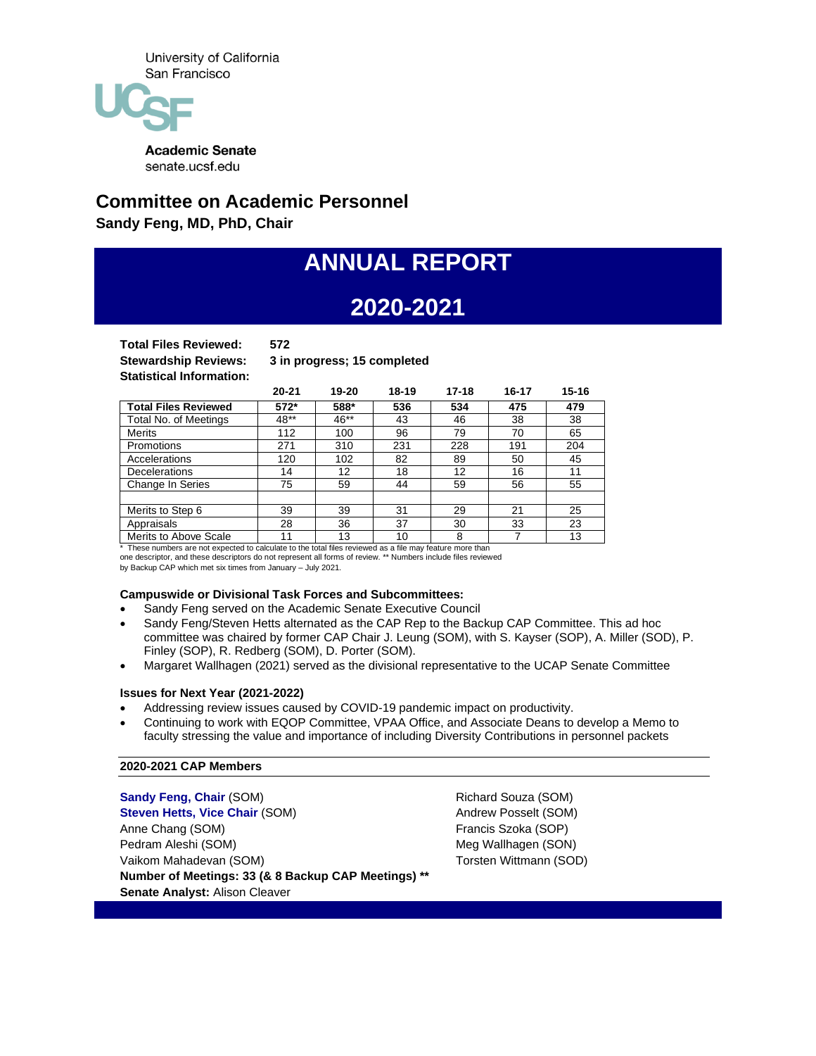University of California
San Francisco

**Academic Senate**
senate.ucsf.edu

## Committee on Academic Personnel

**Sandy Feng, MD, PhD, Chair**

# ANNUAL REPORT

# 2020-2021

**Total Files Reviewed:** **572**
**Stewardship Reviews:** **3 in progress; 15 completed**
**Statistical Information:**

| | 20-21 | 19-20 | 18-19 | 17-18 | 16-17 | 15-16 |
|---|---|---|---|---|---|---|
| **Total Files Reviewed** | **572*** | **588*** | **536** | **534** | **475** | **479** |
| Total No. of Meetings | 48** | 46** | 43 | 46 | 38 | 38 |
| Merits | 112 | 100 | 96 | 79 | 70 | 65 |
| Promotions | 271 | 310 | 231 | 228 | 191 | 204 |
| Accelerations | 120 | 102 | 82 | 89 | 50 | 45 |
| Decelerations | 14 | 12 | 18 | 12 | 16 | 11 |
| Change In Series | 75 | 59 | 44 | 59 | 56 | 55 |
| | | | | | | |
| Merits to Step 6 | 39 | 39 | 31 | 29 | 21 | 25 |
| Appraisals | 28 | 36 | 37 | 30 | 33 | 23 |
| Merits to Above Scale | 11 | 13 | 10 | 8 | 7 | 13 |

\* These numbers are not expected to calculate to the total files reviewed as a file may feature more than one descriptor, and these descriptors do not represent all forms of review. ** Numbers include files reviewed by Backup CAP which met six times from January – July 2021.

**Campuswide or Divisional Task Forces and Subcommittees:**

- Sandy Feng served on the Academic Senate Executive Council
- Sandy Feng/Steven Hetts alternated as the CAP Rep to the Backup CAP Committee. This ad hoc committee was chaired by former CAP Chair J. Leung (SOM), with S. Kayser (SOP), A. Miller (SOD), P. Finley (SOP), R. Redberg (SOM), D. Porter (SOM).
- Margaret Wallhagen (2021) served as the divisional representative to the UCAP Senate Committee

**Issues for Next Year (2021-2022)**

- Addressing review issues caused by COVID-19 pandemic impact on productivity.
- Continuing to work with EQOP Committee, VPAA Office, and Associate Deans to develop a Memo to faculty stressing the value and importance of including Diversity Contributions in personnel packets

**2020-2021 CAP Members**

**Sandy Feng, Chair** (SOM)
**Steven Hetts, Vice Chair** (SOM)
Anne Chang (SOM)
Pedram Aleshi (SOM)
Vaikom Mahadevan (SOM)
Richard Souza (SOM)
Andrew Posselt (SOM)
Francis Szoka (SOP)
Meg Wallhagen (SON)
Torsten Wittmann (SOD)

**Number of Meetings: 33 (& 8 Backup CAP Meetings) ****
**Senate Analyst:** Alison Cleaver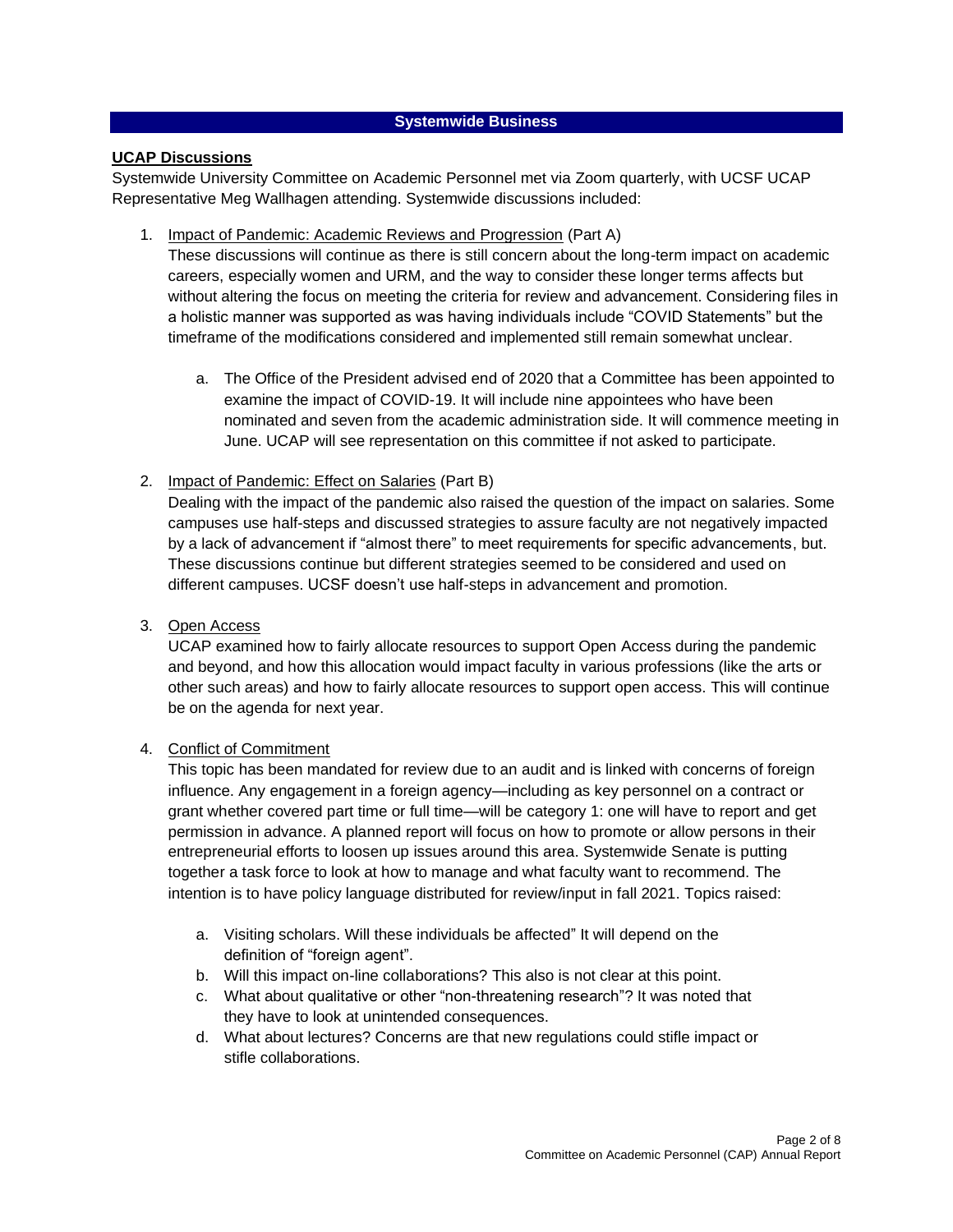## Systemwide Business

**UCAP Discussions**

Systemwide University Committee on Academic Personnel met via Zoom quarterly, with UCSF UCAP Representative Meg Wallhagen attending. Systemwide discussions included:

1. Impact of Pandemic: Academic Reviews and Progression (Part A)
   These discussions will continue as there is still concern about the long-term impact on academic careers, especially women and URM, and the way to consider these longer terms affects but without altering the focus on meeting the criteria for review and advancement. Considering files in a holistic manner was supported as was having individuals include "COVID Statements" but the timeframe of the modifications considered and implemented still remain somewhat unclear.

   a. The Office of the President advised end of 2020 that a Committee has been appointed to examine the impact of COVID-19. It will include nine appointees who have been nominated and seven from the academic administration side. It will commence meeting in June. UCAP will see representation on this committee if not asked to participate.

2. Impact of Pandemic: Effect on Salaries (Part B)
   Dealing with the impact of the pandemic also raised the question of the impact on salaries. Some campuses use half-steps and discussed strategies to assure faculty are not negatively impacted by a lack of advancement if "almost there" to meet requirements for specific advancements, but. These discussions continue but different strategies seemed to be considered and used on different campuses. UCSF doesn't use half-steps in advancement and promotion.

3. Open Access
   UCAP examined how to fairly allocate resources to support Open Access during the pandemic and beyond, and how this allocation would impact faculty in various professions (like the arts or other such areas) and how to fairly allocate resources to support open access. This will continue be on the agenda for next year.

4. Conflict of Commitment
   This topic has been mandated for review due to an audit and is linked with concerns of foreign influence. Any engagement in a foreign agency—including as key personnel on a contract or grant whether covered part time or full time—will be category 1: one will have to report and get permission in advance. A planned report will focus on how to promote or allow persons in their entrepreneurial efforts to loosen up issues around this area. Systemwide Senate is putting together a task force to look at how to manage and what faculty want to recommend. The intention is to have policy language distributed for review/input in fall 2021. Topics raised:

   a. Visiting scholars. Will these individuals be affected" It will depend on the definition of "foreign agent".
   b. Will this impact on-line collaborations? This also is not clear at this point.
   c. What about qualitative or other "non-threatening research"? It was noted that they have to look at unintended consequences.
   d. What about lectures? Concerns are that new regulations could stifle impact or stifle collaborations.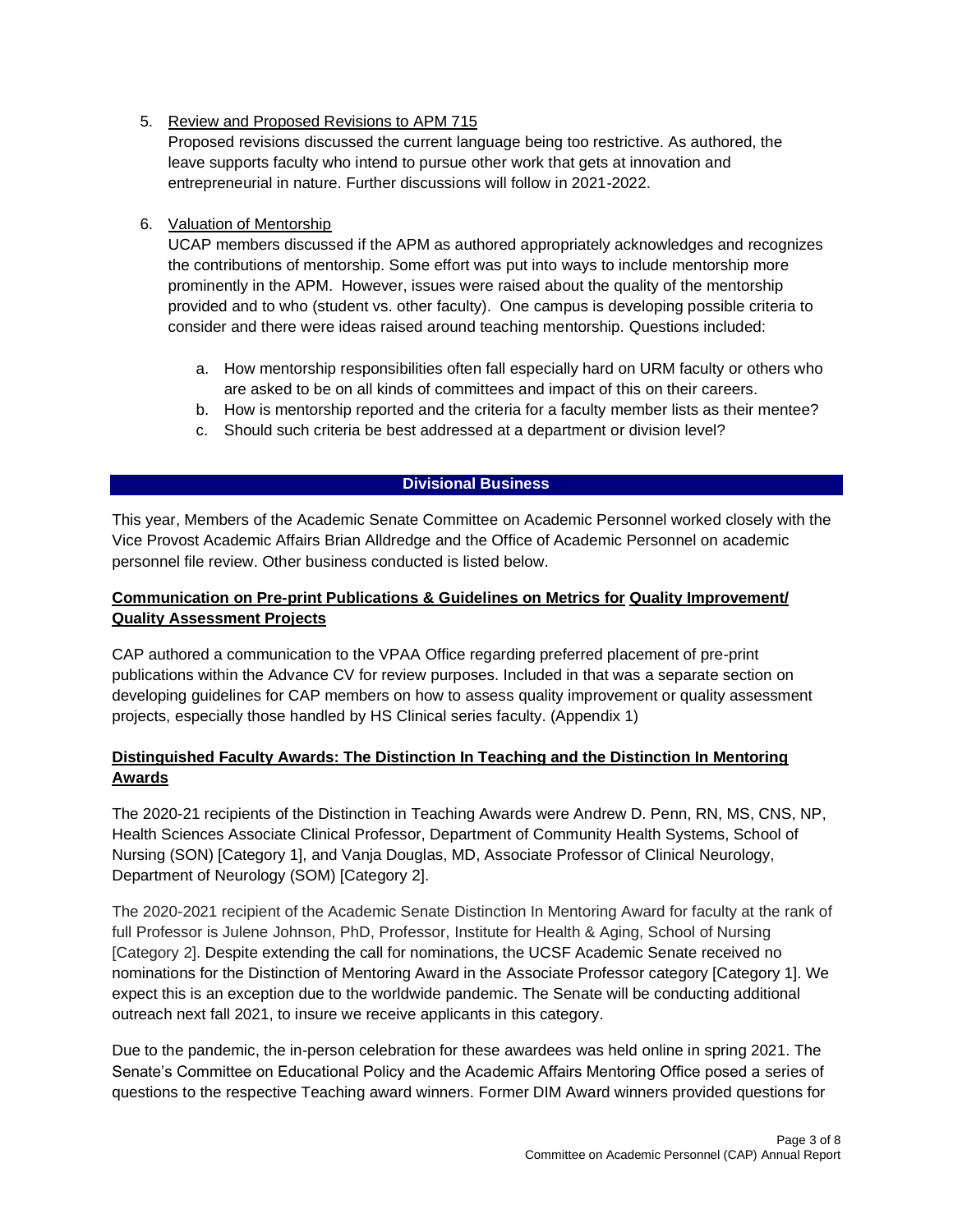5. Review and Proposed Revisions to APM 715
   Proposed revisions discussed the current language being too restrictive. As authored, the leave supports faculty who intend to pursue other work that gets at innovation and entrepreneurial in nature. Further discussions will follow in 2021-2022.

6. Valuation of Mentorship
   UCAP members discussed if the APM as authored appropriately acknowledges and recognizes the contributions of mentorship. Some effort was put into ways to include mentorship more prominently in the APM. However, issues were raised about the quality of the mentorship provided and to who (student vs. other faculty). One campus is developing possible criteria to consider and there were ideas raised around teaching mentorship. Questions included:

   a. How mentorship responsibilities often fall especially hard on URM faculty or others who are asked to be on all kinds of committees and impact of this on their careers.
   b. How is mentorship reported and the criteria for a faculty member lists as their mentee?
   c. Should such criteria be best addressed at a department or division level?

## Divisional Business

This year, Members of the Academic Senate Committee on Academic Personnel worked closely with the Vice Provost Academic Affairs Brian Alldredge and the Office of Academic Personnel on academic personnel file review. Other business conducted is listed below.

### Communication on Pre-print Publications & Guidelines on Metrics for Quality Improvement/ Quality Assessment Projects

CAP authored a communication to the VPAA Office regarding preferred placement of pre-print publications within the Advance CV for review purposes. Included in that was a separate section on developing guidelines for CAP members on how to assess quality improvement or quality assessment projects, especially those handled by HS Clinical series faculty. (Appendix 1)

### Distinguished Faculty Awards: The Distinction In Teaching and the Distinction In Mentoring Awards

The 2020-21 recipients of the Distinction in Teaching Awards were Andrew D. Penn, RN, MS, CNS, NP, Health Sciences Associate Clinical Professor, Department of Community Health Systems, School of Nursing (SON) [Category 1], and Vanja Douglas, MD, Associate Professor of Clinical Neurology, Department of Neurology (SOM) [Category 2].

The 2020-2021 recipient of the Academic Senate Distinction In Mentoring Award for faculty at the rank of full Professor is Julene Johnson, PhD, Professor, Institute for Health & Aging, School of Nursing [Category 2]. Despite extending the call for nominations, the UCSF Academic Senate received no nominations for the Distinction of Mentoring Award in the Associate Professor category [Category 1]. We expect this is an exception due to the worldwide pandemic. The Senate will be conducting additional outreach next fall 2021, to insure we receive applicants in this category.

Due to the pandemic, the in-person celebration for these awardees was held online in spring 2021. The Senate's Committee on Educational Policy and the Academic Affairs Mentoring Office posed a series of questions to the respective Teaching award winners. Former DIM Award winners provided questions for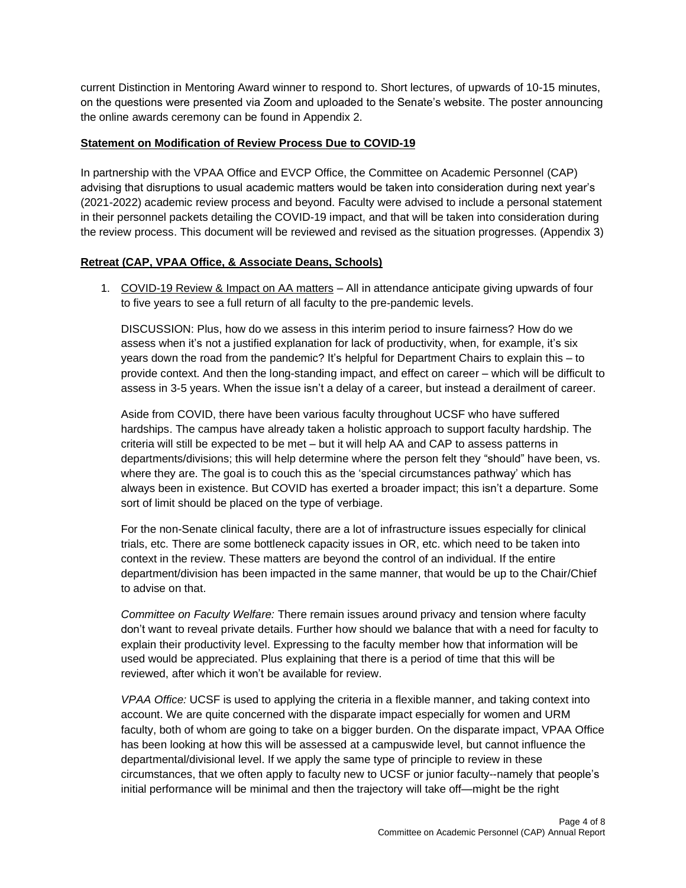current Distinction in Mentoring Award winner to respond to. Short lectures, of upwards of 10-15 minutes, on the questions were presented via Zoom and uploaded to the Senate's website. The poster announcing the online awards ceremony can be found in Appendix 2.

**Statement on Modification of Review Process Due to COVID-19**

In partnership with the VPAA Office and EVCP Office, the Committee on Academic Personnel (CAP) advising that disruptions to usual academic matters would be taken into consideration during next year's (2021-2022) academic review process and beyond. Faculty were advised to include a personal statement in their personnel packets detailing the COVID-19 impact, and that will be taken into consideration during the review process. This document will be reviewed and revised as the situation progresses. (Appendix 3)

**Retreat (CAP, VPAA Office, & Associate Deans, Schools)**

1. COVID-19 Review & Impact on AA matters – All in attendance anticipate giving upwards of four to five years to see a full return of all faculty to the pre-pandemic levels.

   DISCUSSION: Plus, how do we assess in this interim period to insure fairness? How do we assess when it's not a justified explanation for lack of productivity, when, for example, it's six years down the road from the pandemic? It's helpful for Department Chairs to explain this – to provide context. And then the long-standing impact, and effect on career – which will be difficult to assess in 3-5 years. When the issue isn't a delay of a career, but instead a derailment of career.

   Aside from COVID, there have been various faculty throughout UCSF who have suffered hardships. The campus have already taken a holistic approach to support faculty hardship. The criteria will still be expected to be met – but it will help AA and CAP to assess patterns in departments/divisions; this will help determine where the person felt they "should" have been, vs. where they are. The goal is to couch this as the 'special circumstances pathway' which has always been in existence. But COVID has exerted a broader impact; this isn't a departure. Some sort of limit should be placed on the type of verbiage.

   For the non-Senate clinical faculty, there are a lot of infrastructure issues especially for clinical trials, etc. There are some bottleneck capacity issues in OR, etc. which need to be taken into context in the review. These matters are beyond the control of an individual. If the entire department/division has been impacted in the same manner, that would be up to the Chair/Chief to advise on that.

   *Committee on Faculty Welfare:* There remain issues around privacy and tension where faculty don't want to reveal private details. Further how should we balance that with a need for faculty to explain their productivity level. Expressing to the faculty member how that information will be used would be appreciated. Plus explaining that there is a period of time that this will be reviewed, after which it won't be available for review.

   *VPAA Office:* UCSF is used to applying the criteria in a flexible manner, and taking context into account. We are quite concerned with the disparate impact especially for women and URM faculty, both of whom are going to take on a bigger burden. On the disparate impact, VPAA Office has been looking at how this will be assessed at a campuswide level, but cannot influence the departmental/divisional level. If we apply the same type of principle to review in these circumstances, that we often apply to faculty new to UCSF or junior faculty--namely that people's initial performance will be minimal and then the trajectory will take off—might be the right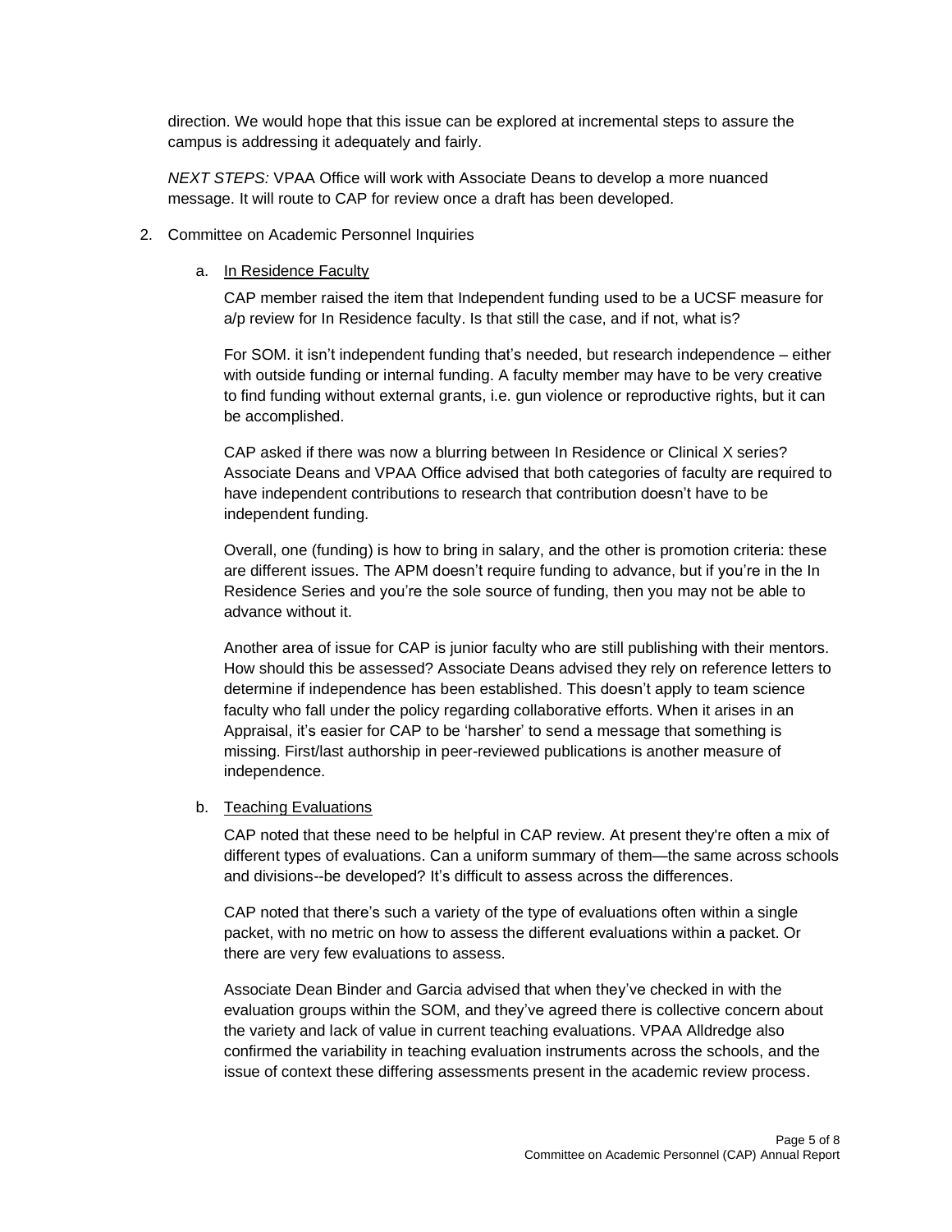direction. We would hope that this issue can be explored at incremental steps to assure the campus is addressing it adequately and fairly.

*NEXT STEPS:* VPAA Office will work with Associate Deans to develop a more nuanced message. It will route to CAP for review once a draft has been developed.

2. Committee on Academic Personnel Inquiries

   a. In Residence Faculty

   CAP member raised the item that Independent funding used to be a UCSF measure for a/p review for In Residence faculty. Is that still the case, and if not, what is?

   For SOM. it isn't independent funding that's needed, but research independence – either with outside funding or internal funding. A faculty member may have to be very creative to find funding without external grants, i.e. gun violence or reproductive rights, but it can be accomplished.

   CAP asked if there was now a blurring between In Residence or Clinical X series? Associate Deans and VPAA Office advised that both categories of faculty are required to have independent contributions to research that contribution doesn't have to be independent funding.

   Overall, one (funding) is how to bring in salary, and the other is promotion criteria: these are different issues. The APM doesn't require funding to advance, but if you're in the In Residence Series and you're the sole source of funding, then you may not be able to advance without it.

   Another area of issue for CAP is junior faculty who are still publishing with their mentors. How should this be assessed? Associate Deans advised they rely on reference letters to determine if independence has been established. This doesn't apply to team science faculty who fall under the policy regarding collaborative efforts. When it arises in an Appraisal, it's easier for CAP to be 'harsher' to send a message that something is missing. First/last authorship in peer-reviewed publications is another measure of independence.

   b. Teaching Evaluations

   CAP noted that these need to be helpful in CAP review. At present they're often a mix of different types of evaluations. Can a uniform summary of them—the same across schools and divisions--be developed? It's difficult to assess across the differences.

   CAP noted that there's such a variety of the type of evaluations often within a single packet, with no metric on how to assess the different evaluations within a packet. Or there are very few evaluations to assess.

   Associate Dean Binder and Garcia advised that when they've checked in with the evaluation groups within the SOM, and they've agreed there is collective concern about the variety and lack of value in current teaching evaluations. VPAA Alldredge also confirmed the variability in teaching evaluation instruments across the schools, and the issue of context these differing assessments present in the academic review process.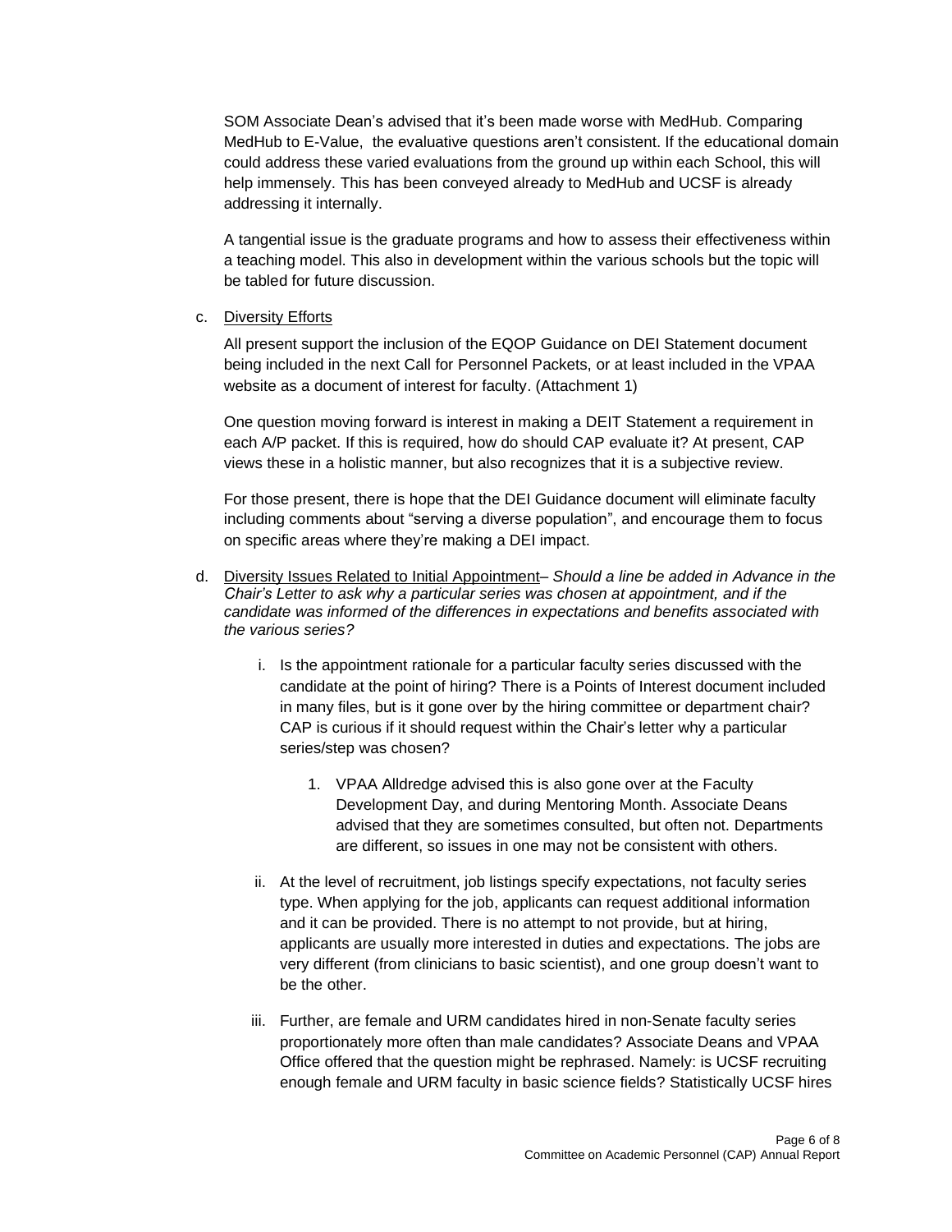SOM Associate Dean's advised that it's been made worse with MedHub. Comparing MedHub to E-Value, the evaluative questions aren't consistent. If the educational domain could address these varied evaluations from the ground up within each School, this will help immensely. This has been conveyed already to MedHub and UCSF is already addressing it internally.

A tangential issue is the graduate programs and how to assess their effectiveness within a teaching model. This also in development within the various schools but the topic will be tabled for future discussion.

c. Diversity Efforts

All present support the inclusion of the EQOP Guidance on DEI Statement document being included in the next Call for Personnel Packets, or at least included in the VPAA website as a document of interest for faculty. (Attachment 1)

One question moving forward is interest in making a DEIT Statement a requirement in each A/P packet. If this is required, how do should CAP evaluate it? At present, CAP views these in a holistic manner, but also recognizes that it is a subjective review.

For those present, there is hope that the DEI Guidance document will eliminate faculty including comments about "serving a diverse population", and encourage them to focus on specific areas where they're making a DEI impact.

d. Diversity Issues Related to Initial Appointment– *Should a line be added in Advance in the Chair's Letter to ask why a particular series was chosen at appointment, and if the candidate was informed of the differences in expectations and benefits associated with the various series?*

   i. Is the appointment rationale for a particular faculty series discussed with the candidate at the point of hiring? There is a Points of Interest document included in many files, but is it gone over by the hiring committee or department chair? CAP is curious if it should request within the Chair's letter why a particular series/step was chosen?

      1. VPAA Alldredge advised this is also gone over at the Faculty Development Day, and during Mentoring Month. Associate Deans advised that they are sometimes consulted, but often not. Departments are different, so issues in one may not be consistent with others.

   ii. At the level of recruitment, job listings specify expectations, not faculty series type. When applying for the job, applicants can request additional information and it can be provided. There is no attempt to not provide, but at hiring, applicants are usually more interested in duties and expectations. The jobs are very different (from clinicians to basic scientist), and one group doesn't want to be the other.

   iii. Further, are female and URM candidates hired in non-Senate faculty series proportionately more often than male candidates? Associate Deans and VPAA Office offered that the question might be rephrased. Namely: is UCSF recruiting enough female and URM faculty in basic science fields? Statistically UCSF hires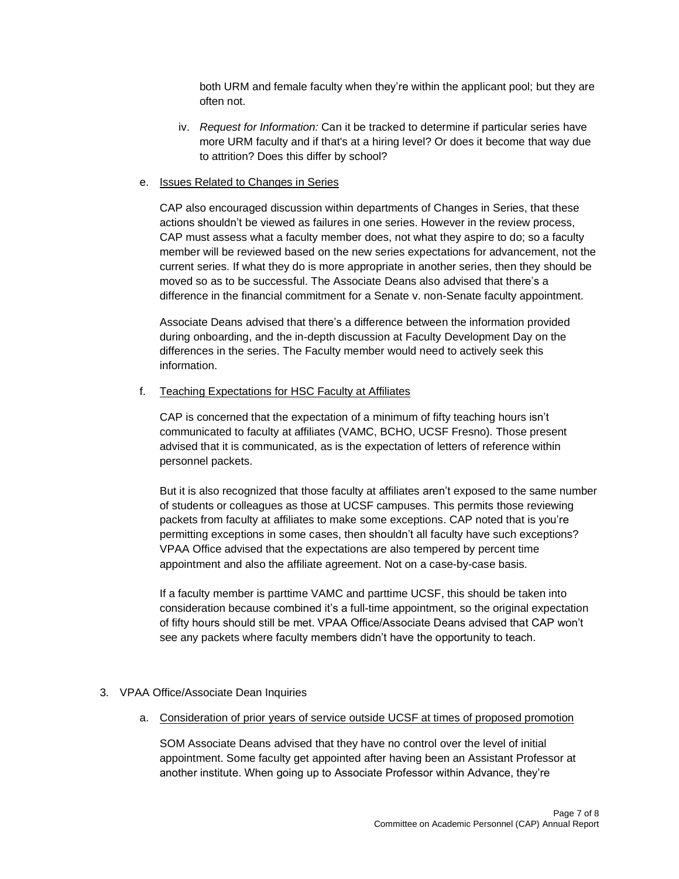both URM and female faculty when they're within the applicant pool; but they are often not.

iv. *Request for Information:* Can it be tracked to determine if particular series have more URM faculty and if that's at a hiring level? Or does it become that way due to attrition? Does this differ by school?

e. Issues Related to Changes in Series

CAP also encouraged discussion within departments of Changes in Series, that these actions shouldn't be viewed as failures in one series. However in the review process, CAP must assess what a faculty member does, not what they aspire to do; so a faculty member will be reviewed based on the new series expectations for advancement, not the current series. If what they do is more appropriate in another series, then they should be moved so as to be successful. The Associate Deans also advised that there's a difference in the financial commitment for a Senate v. non-Senate faculty appointment.

Associate Deans advised that there's a difference between the information provided during onboarding, and the in-depth discussion at Faculty Development Day on the differences in the series. The Faculty member would need to actively seek this information.

f. Teaching Expectations for HSC Faculty at Affiliates

CAP is concerned that the expectation of a minimum of fifty teaching hours isn't communicated to faculty at affiliates (VAMC, BCHO, UCSF Fresno). Those present advised that it is communicated, as is the expectation of letters of reference within personnel packets.

But it is also recognized that those faculty at affiliates aren't exposed to the same number of students or colleagues as those at UCSF campuses. This permits those reviewing packets from faculty at affiliates to make some exceptions. CAP noted that is you're permitting exceptions in some cases, then shouldn't all faculty have such exceptions? VPAA Office advised that the expectations are also tempered by percent time appointment and also the affiliate agreement. Not on a case-by-case basis.

If a faculty member is parttime VAMC and parttime UCSF, this should be taken into consideration because combined it's a full-time appointment, so the original expectation of fifty hours should still be met. VPAA Office/Associate Deans advised that CAP won't see any packets where faculty members didn't have the opportunity to teach.

3. VPAA Office/Associate Dean Inquiries

a. Consideration of prior years of service outside UCSF at times of proposed promotion

SOM Associate Deans advised that they have no control over the level of initial appointment. Some faculty get appointed after having been an Assistant Professor at another institute. When going up to Associate Professor within Advance, they're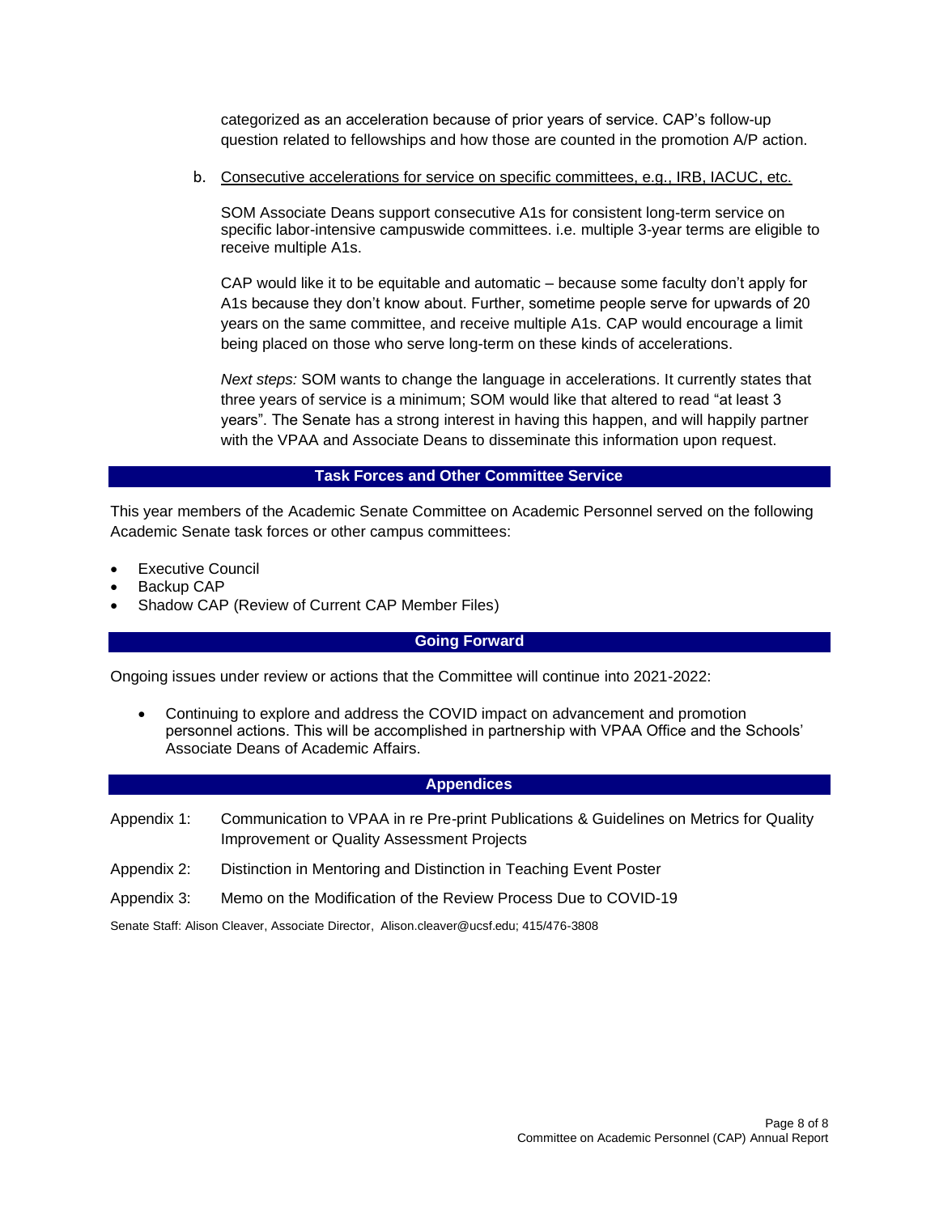categorized as an acceleration because of prior years of service. CAP's follow-up question related to fellowships and how those are counted in the promotion A/P action.

b. Consecutive accelerations for service on specific committees, e.g., IRB, IACUC, etc.

SOM Associate Deans support consecutive A1s for consistent long-term service on specific labor-intensive campuswide committees. i.e. multiple 3-year terms are eligible to receive multiple A1s.

CAP would like it to be equitable and automatic – because some faculty don't apply for A1s because they don't know about. Further, sometime people serve for upwards of 20 years on the same committee, and receive multiple A1s. CAP would encourage a limit being placed on those who serve long-term on these kinds of accelerations.

*Next steps:* SOM wants to change the language in accelerations. It currently states that three years of service is a minimum; SOM would like that altered to read "at least 3 years". The Senate has a strong interest in having this happen, and will happily partner with the VPAA and Associate Deans to disseminate this information upon request.

## Task Forces and Other Committee Service

This year members of the Academic Senate Committee on Academic Personnel served on the following Academic Senate task forces or other campus committees:

- Executive Council
- Backup CAP
- Shadow CAP (Review of Current CAP Member Files)

## Going Forward

Ongoing issues under review or actions that the Committee will continue into 2021-2022:

- Continuing to explore and address the COVID impact on advancement and promotion personnel actions. This will be accomplished in partnership with VPAA Office and the Schools' Associate Deans of Academic Affairs.

## Appendices

Appendix 1: Communication to VPAA in re Pre-print Publications & Guidelines on Metrics for Quality Improvement or Quality Assessment Projects

Appendix 2: Distinction in Mentoring and Distinction in Teaching Event Poster

Appendix 3: Memo on the Modification of the Review Process Due to COVID-19

Senate Staff: Alison Cleaver, Associate Director, Alison.cleaver@ucsf.edu; 415/476-3808